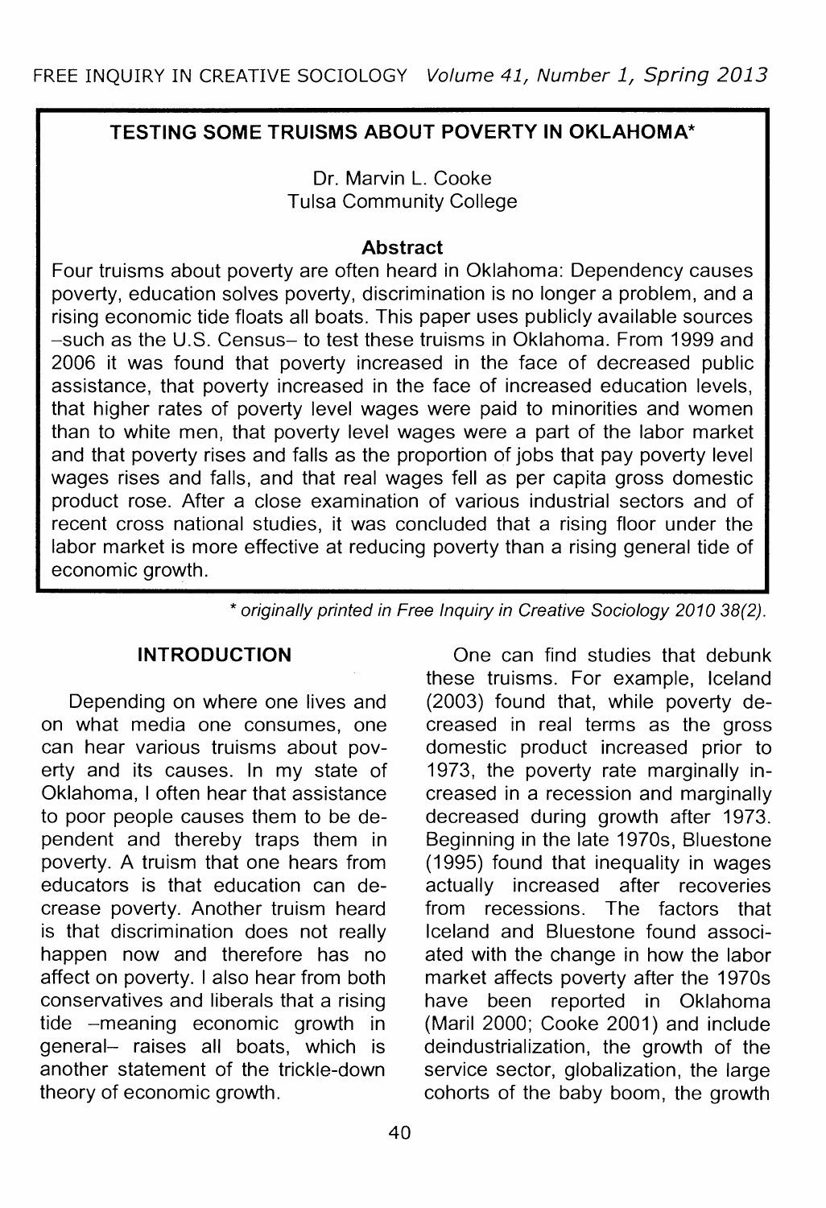# TESTING SOME TRUISMS ABOUT POVERTY IN OKLAHOMA*

Dr. Marvin L. Cooke
Tulsa Community College

## Abstract

Four truisms about poverty are often heard in Oklahoma: Dependency causes poverty, education solves poverty, discrimination is no longer a problem, and a rising economic tide floats all boats. This paper uses publicly available sources –such as the U.S. Census– to test these truisms in Oklahoma. From 1999 and 2006 it was found that poverty increased in the face of decreased public assistance, that poverty increased in the face of increased education levels, that higher rates of poverty level wages were paid to minorities and women than to white men, that poverty level wages were a part of the labor market and that poverty rises and falls as the proportion of jobs that pay poverty level wages rises and falls, and that real wages fell as per capita gross domestic product rose. After a close examination of various industrial sectors and of recent cross national studies, it was concluded that a rising floor under the labor market is more effective at reducing poverty than a rising general tide of economic growth.

*\* originally printed in Free Inquiry in Creative Sociology 2010 38(2).*

## INTRODUCTION

Depending on where one lives and on what media one consumes, one can hear various truisms about poverty and its causes. In my state of Oklahoma, I often hear that assistance to poor people causes them to be dependent and thereby traps them in poverty. A truism that one hears from educators is that education can decrease poverty. Another truism heard is that discrimination does not really happen now and therefore has no affect on poverty. I also hear from both conservatives and liberals that a rising tide –meaning economic growth in general– raises all boats, which is another statement of the trickle-down theory of economic growth.

One can find studies that debunk these truisms. For example, Iceland (2003) found that, while poverty decreased in real terms as the gross domestic product increased prior to 1973, the poverty rate marginally increased in a recession and marginally decreased during growth after 1973. Beginning in the late 1970s, Bluestone (1995) found that inequality in wages actually increased after recoveries from recessions. The factors that Iceland and Bluestone found associated with the change in how the labor market affects poverty after the 1970s have been reported in Oklahoma (Maril 2000; Cooke 2001) and include deindustrialization, the growth of the service sector, globalization, the large cohorts of the baby boom, the growth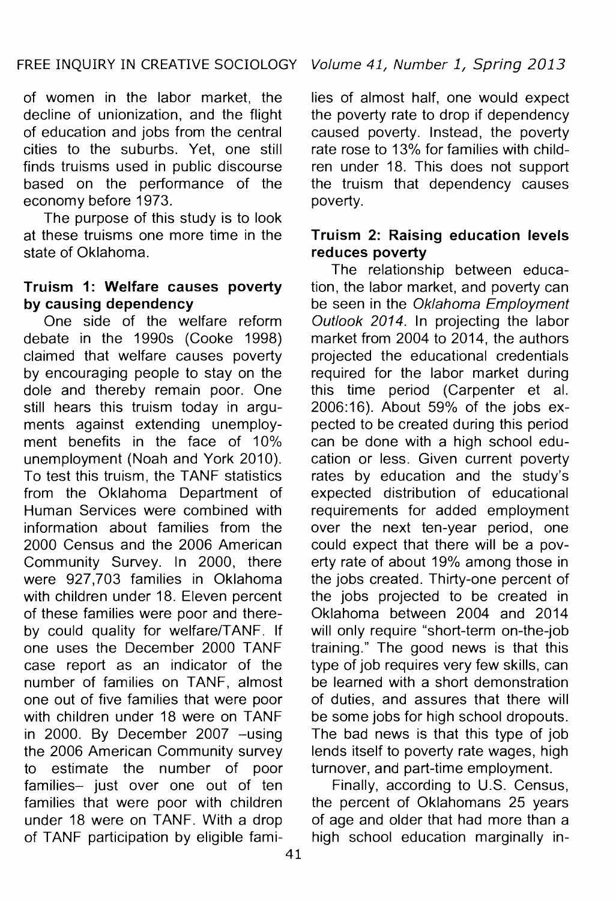of women in the labor market, the decline of unionization, and the flight of education and jobs from the central cities to the suburbs. Yet, one still finds truisms used in public discourse based on the performance of the economy before 1973.

The purpose of this study is to look at these truisms one more time in the state of Oklahoma.

### Truism 1: Welfare causes poverty by causing dependency

One side of the welfare reform debate in the 1990s (Cooke 1998) claimed that welfare causes poverty by encouraging people to stay on the dole and thereby remain poor. One still hears this truism today in arguments against extending unemployment benefits in the face of 10% unemployment (Noah and York 2010). To test this truism, the TANF statistics from the Oklahoma Department of Human Services were combined with information about families from the 2000 Census and the 2006 American Community Survey. In 2000, there were 927,703 families in Oklahoma with children under 18. Eleven percent of these families were poor and thereby could quality for welfare/TANF. If one uses the December 2000 TANF case report as an indicator of the number of families on TANF, almost one out of five families that were poor with children under 18 were on TANF in 2000. By December 2007 –using the 2006 American Community survey to estimate the number of poor families– just over one out of ten families that were poor with children under 18 were on TANF. With a drop of TANF participation by eligible families of almost half, one would expect the poverty rate to drop if dependency caused poverty. Instead, the poverty rate rose to 13% for families with children under 18. This does not support the truism that dependency causes poverty.

### Truism 2: Raising education levels reduces poverty

The relationship between education, the labor market, and poverty can be seen in the *Oklahoma Employment Outlook 2014*. In projecting the labor market from 2004 to 2014, the authors projected the educational credentials required for the labor market during this time period (Carpenter et al. 2006:16). About 59% of the jobs expected to be created during this period can be done with a high school education or less. Given current poverty rates by education and the study's expected distribution of educational requirements for added employment over the next ten-year period, one could expect that there will be a poverty rate of about 19% among those in the jobs created. Thirty-one percent of the jobs projected to be created in Oklahoma between 2004 and 2014 will only require "short-term on-the-job training." The good news is that this type of job requires very few skills, can be learned with a short demonstration of duties, and assures that there will be some jobs for high school dropouts. The bad news is that this type of job lends itself to poverty rate wages, high turnover, and part-time employment.

Finally, according to U.S. Census, the percent of Oklahomans 25 years of age and older that had more than a high school education marginally in-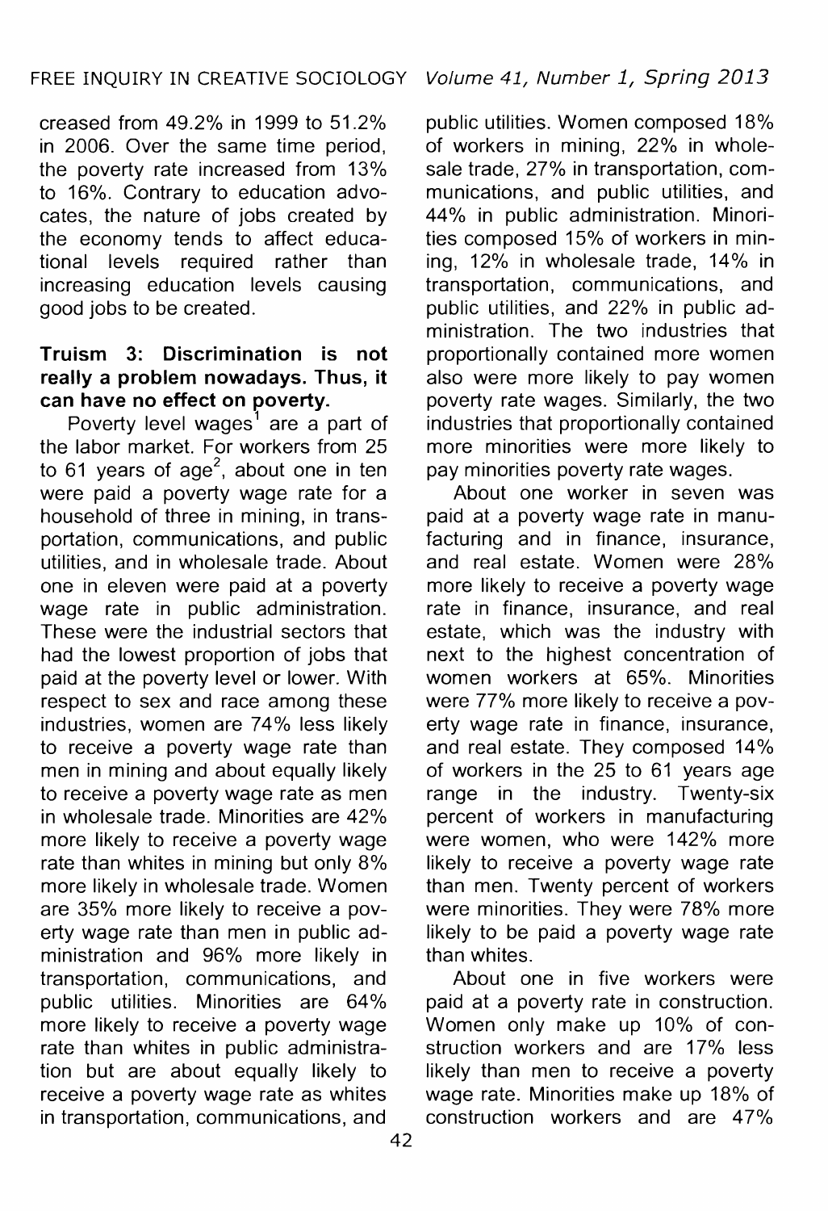creased from 49.2% in 1999 to 51.2% in 2006. Over the same time period, the poverty rate increased from 13% to 16%. Contrary to education advocates, the nature of jobs created by the economy tends to affect educational levels required rather than increasing education levels causing good jobs to be created.

**Truism 3: Discrimination is not really a problem nowadays. Thus, it can have no effect on poverty.**

Poverty level wages[1] are a part of the labor market. For workers from 25 to 61 years of age[2], about one in ten were paid a poverty wage rate for a household of three in mining, in transportation, communications, and public utilities, and in wholesale trade. About one in eleven were paid at a poverty wage rate in public administration. These were the industrial sectors that had the lowest proportion of jobs that paid at the poverty level or lower. With respect to sex and race among these industries, women are 74% less likely to receive a poverty wage rate than men in mining and about equally likely to receive a poverty wage rate as men in wholesale trade. Minorities are 42% more likely to receive a poverty wage rate than whites in mining but only 8% more likely in wholesale trade. Women are 35% more likely to receive a poverty wage rate than men in public administration and 96% more likely in transportation, communications, and public utilities. Minorities are 64% more likely to receive a poverty wage rate than whites in public administration but are about equally likely to receive a poverty wage rate as whites in transportation, communications, and public utilities. Women composed 18% of workers in mining, 22% in wholesale trade, 27% in transportation, communications, and public utilities, and 44% in public administration. Minorities composed 15% of workers in mining, 12% in wholesale trade, 14% in transportation, communications, and public utilities, and 22% in public administration. The two industries that proportionally contained more women also were more likely to pay women poverty rate wages. Similarly, the two industries that proportionally contained more minorities were more likely to pay minorities poverty rate wages.

About one worker in seven was paid at a poverty wage rate in manufacturing and in finance, insurance, and real estate. Women were 28% more likely to receive a poverty wage rate in finance, insurance, and real estate, which was the industry with next to the highest concentration of women workers at 65%. Minorities were 77% more likely to receive a poverty wage rate in finance, insurance, and real estate. They composed 14% of workers in the 25 to 61 years age range in the industry. Twenty-six percent of workers in manufacturing were women, who were 142% more likely to receive a poverty wage rate than men. Twenty percent of workers were minorities. They were 78% more likely to be paid a poverty wage rate than whites.

About one in five workers were paid at a poverty rate in construction. Women only make up 10% of construction workers and are 17% less likely than men to receive a poverty wage rate. Minorities make up 18% of construction workers and are 47%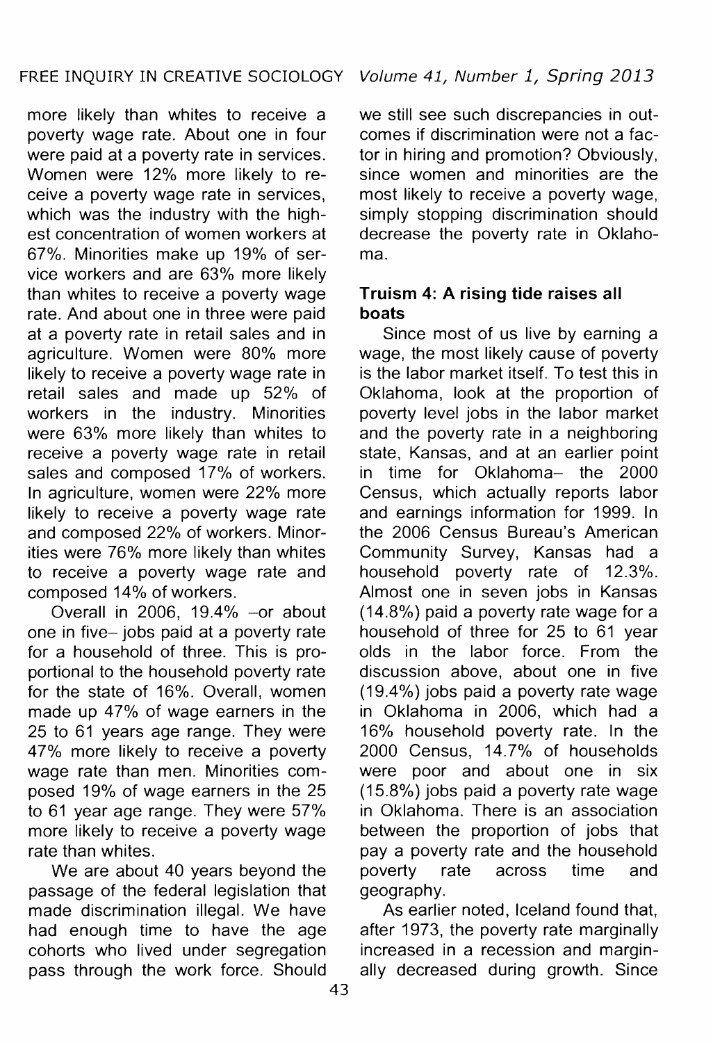more likely than whites to receive a poverty wage rate. About one in four were paid at a poverty rate in services. Women were 12% more likely to receive a poverty wage rate in services, which was the industry with the highest concentration of women workers at 67%. Minorities make up 19% of service workers and are 63% more likely than whites to receive a poverty wage rate. And about one in three were paid at a poverty rate in retail sales and in agriculture. Women were 80% more likely to receive a poverty wage rate in retail sales and made up 52% of workers in the industry. Minorities were 63% more likely than whites to receive a poverty wage rate in retail sales and composed 17% of workers. In agriculture, women were 22% more likely to receive a poverty wage rate and composed 22% of workers. Minorities were 76% more likely than whites to receive a poverty wage rate and composed 14% of workers.

Overall in 2006, 19.4% –or about one in five– jobs paid at a poverty rate for a household of three. This is proportional to the household poverty rate for the state of 16%. Overall, women made up 47% of wage earners in the 25 to 61 years age range. They were 47% more likely to receive a poverty wage rate than men. Minorities composed 19% of wage earners in the 25 to 61 year age range. They were 57% more likely to receive a poverty wage rate than whites.

We are about 40 years beyond the passage of the federal legislation that made discrimination illegal. We have had enough time to have the age cohorts who lived under segregation pass through the work force. Should we still see such discrepancies in outcomes if discrimination were not a factor in hiring and promotion? Obviously, since women and minorities are the most likely to receive a poverty wage, simply stopping discrimination should decrease the poverty rate in Oklahoma.

### Truism 4: A rising tide raises all boats

Since most of us live by earning a wage, the most likely cause of poverty is the labor market itself. To test this in Oklahoma, look at the proportion of poverty level jobs in the labor market and the poverty rate in a neighboring state, Kansas, and at an earlier point in time for Oklahoma– the 2000 Census, which actually reports labor and earnings information for 1999. In the 2006 Census Bureau's American Community Survey, Kansas had a household poverty rate of 12.3%. Almost one in seven jobs in Kansas (14.8%) paid a poverty rate wage for a household of three for 25 to 61 year olds in the labor force. From the discussion above, about one in five (19.4%) jobs paid a poverty rate wage in Oklahoma in 2006, which had a 16% household poverty rate. In the 2000 Census, 14.7% of households were poor and about one in six (15.8%) jobs paid a poverty rate wage in Oklahoma. There is an association between the proportion of jobs that pay a poverty rate and the household poverty rate across time and geography.

As earlier noted, Iceland found that, after 1973, the poverty rate marginally increased in a recession and marginally decreased during growth. Since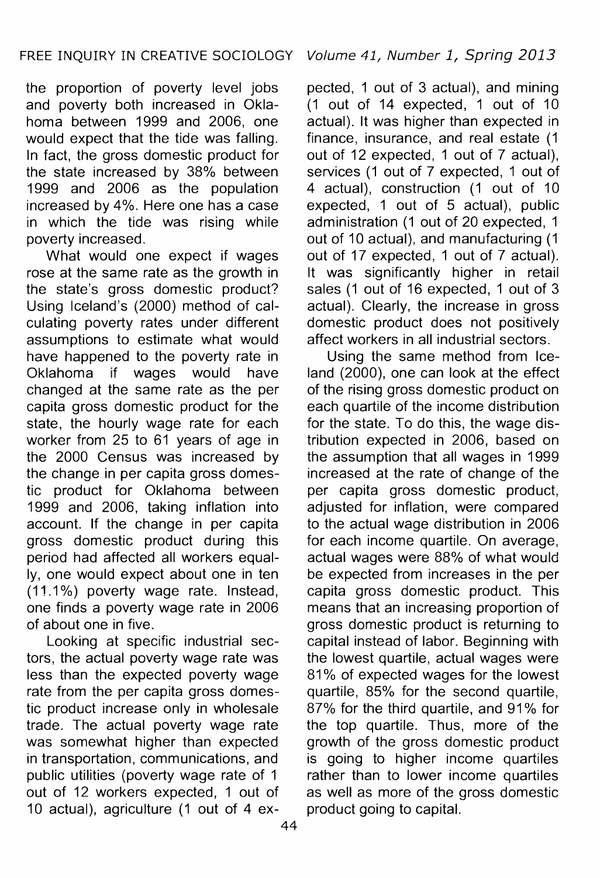the proportion of poverty level jobs and poverty both increased in Oklahoma between 1999 and 2006, one would expect that the tide was falling. In fact, the gross domestic product for the state increased by 38% between 1999 and 2006 as the population increased by 4%. Here one has a case in which the tide was rising while poverty increased.

What would one expect if wages rose at the same rate as the growth in the state's gross domestic product? Using Iceland's (2000) method of calculating poverty rates under different assumptions to estimate what would have happened to the poverty rate in Oklahoma if wages would have changed at the same rate as the per capita gross domestic product for the state, the hourly wage rate for each worker from 25 to 61 years of age in the 2000 Census was increased by the change in per capita gross domestic product for Oklahoma between 1999 and 2006, taking inflation into account. If the change in per capita gross domestic product during this period had affected all workers equally, one would expect about one in ten (11.1%) poverty wage rate. Instead, one finds a poverty wage rate in 2006 of about one in five.

Looking at specific industrial sectors, the actual poverty wage rate was less than the expected poverty wage rate from the per capita gross domestic product increase only in wholesale trade. The actual poverty wage rate was somewhat higher than expected in transportation, communications, and public utilities (poverty wage rate of 1 out of 12 workers expected, 1 out of 10 actual), agriculture (1 out of 4 expected, 1 out of 3 actual), and mining (1 out of 14 expected, 1 out of 10 actual). It was higher than expected in finance, insurance, and real estate (1 out of 12 expected, 1 out of 7 actual), services (1 out of 7 expected, 1 out of 4 actual), construction (1 out of 10 expected, 1 out of 5 actual), public administration (1 out of 20 expected, 1 out of 10 actual), and manufacturing (1 out of 17 expected, 1 out of 7 actual). It was significantly higher in retail sales (1 out of 16 expected, 1 out of 3 actual). Clearly, the increase in gross domestic product does not positively affect workers in all industrial sectors.

Using the same method from Iceland (2000), one can look at the effect of the rising gross domestic product on each quartile of the income distribution for the state. To do this, the wage distribution expected in 2006, based on the assumption that all wages in 1999 increased at the rate of change of the per capita gross domestic product, adjusted for inflation, were compared to the actual wage distribution in 2006 for each income quartile. On average, actual wages were 88% of what would be expected from increases in the per capita gross domestic product. This means that an increasing proportion of gross domestic product is returning to capital instead of labor. Beginning with the lowest quartile, actual wages were 81% of expected wages for the lowest quartile, 85% for the second quartile, 87% for the third quartile, and 91% for the top quartile. Thus, more of the growth of the gross domestic product is going to higher income quartiles rather than to lower income quartiles as well as more of the gross domestic product going to capital.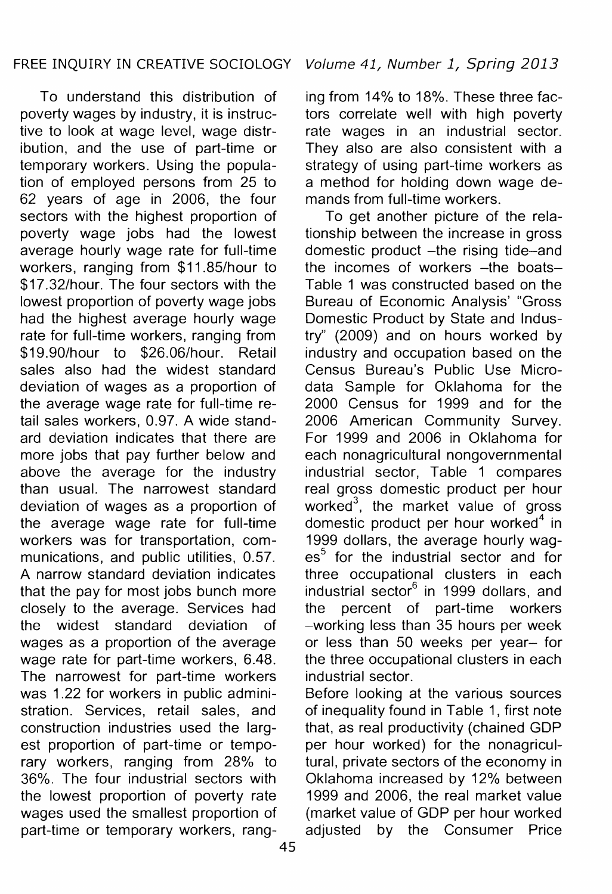To understand this distribution of poverty wages by industry, it is instructive to look at wage level, wage distribution, and the use of part-time or temporary workers. Using the population of employed persons from 25 to 62 years of age in 2006, the four sectors with the highest proportion of poverty wage jobs had the lowest average hourly wage rate for full-time workers, ranging from $11.85/hour to $17.32/hour. The four sectors with the lowest proportion of poverty wage jobs had the highest average hourly wage rate for full-time workers, ranging from $19.90/hour to $26.06/hour. Retail sales also had the widest standard deviation of wages as a proportion of the average wage rate for full-time retail sales workers, 0.97. A wide standard deviation indicates that there are more jobs that pay further below and above the average for the industry than usual. The narrowest standard deviation of wages as a proportion of the average wage rate for full-time workers was for transportation, communications, and public utilities, 0.57. A narrow standard deviation indicates that the pay for most jobs bunch more closely to the average. Services had the widest standard deviation of wages as a proportion of the average wage rate for part-time workers, 6.48. The narrowest for part-time workers was 1.22 for workers in public administration. Services, retail sales, and construction industries used the largest proportion of part-time or temporary workers, ranging from 28% to 36%. The four industrial sectors with the lowest proportion of poverty rate wages used the smallest proportion of part-time or temporary workers, ranging from 14% to 18%. These three factors correlate well with high poverty rate wages in an industrial sector. They also are also consistent with a strategy of using part-time workers as a method for holding down wage demands from full-time workers.

To get another picture of the relationship between the increase in gross domestic product –the rising tide–and the incomes of workers –the boats– Table 1 was constructed based on the Bureau of Economic Analysis' "Gross Domestic Product by State and Industry" (2009) and on hours worked by industry and occupation based on the Census Bureau's Public Use Microdata Sample for Oklahoma for the 2000 Census for 1999 and for the 2006 American Community Survey. For 1999 and 2006 in Oklahoma for each nonagricultural nongovernmental industrial sector, Table 1 compares real gross domestic product per hour worked[3], the market value of gross domestic product per hour worked[4] in 1999 dollars, the average hourly wages[5] for the industrial sector and for three occupational clusters in each industrial sector[6] in 1999 dollars, and the percent of part-time workers –working less than 35 hours per week or less than 50 weeks per year– for the three occupational clusters in each industrial sector.

Before looking at the various sources of inequality found in Table 1, first note that, as real productivity (chained GDP per hour worked) for the nonagricultural, private sectors of the economy in Oklahoma increased by 12% between 1999 and 2006, the real market value (market value of GDP per hour worked adjusted by the Consumer Price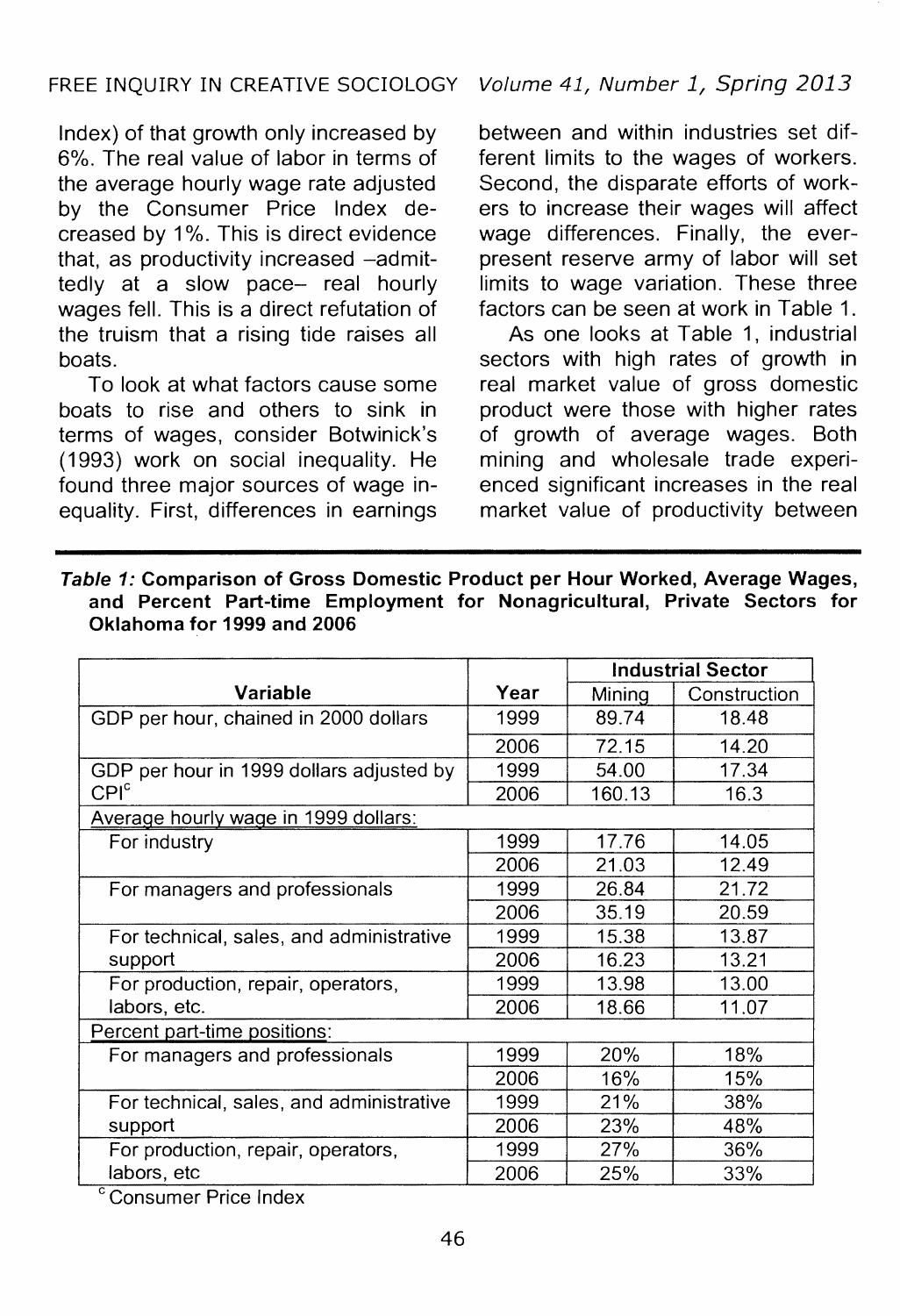Index) of that growth only increased by 6%. The real value of labor in terms of the average hourly wage rate adjusted by the Consumer Price Index decreased by 1%. This is direct evidence that, as productivity increased –admittedly at a slow pace– real hourly wages fell. This is a direct refutation of the truism that a rising tide raises all boats.

To look at what factors cause some boats to rise and others to sink in terms of wages, consider Botwinick's (1993) work on social inequality. He found three major sources of wage inequality. First, differences in earnings between and within industries set different limits to the wages of workers. Second, the disparate efforts of workers to increase their wages will affect wage differences. Finally, the ever-present reserve army of labor will set limits to wage variation. These three factors can be seen at work in Table 1.

As one looks at Table 1, industrial sectors with high rates of growth in real market value of gross domestic product were those with higher rates of growth of average wages. Both mining and wholesale trade experienced significant increases in the real market value of productivity between

***Table 1:* Comparison of Gross Domestic Product per Hour Worked, Average Wages, and Percent Part-time Employment for Nonagricultural, Private Sectors for Oklahoma for 1999 and 2006**

| Variable | Year | Industrial Sector | |
|---|---|---|---|
| | | Mining | Construction |
| GDP per hour, chained in 2000 dollars | 1999 | 89.74 | 18.48 |
| | 2006 | 72.15 | 14.20 |
| GDP per hour in 1999 dollars adjusted by CPI[c] | 1999 | 54.00 | 17.34 |
| | 2006 | 160.13 | 16.3 |
| Average hourly wage in 1999 dollars: | | | |
| For industry | 1999 | 17.76 | 14.05 |
| | 2006 | 21.03 | 12.49 |
| For managers and professionals | 1999 | 26.84 | 21.72 |
| | 2006 | 35.19 | 20.59 |
| For technical, sales, and administrative support | 1999 | 15.38 | 13.87 |
| | 2006 | 16.23 | 13.21 |
| For production, repair, operators, labors, etc. | 1999 | 13.98 | 13.00 |
| | 2006 | 18.66 | 11.07 |
| Percent part-time positions: | | | |
| For managers and professionals | 1999 | 20% | 18% |
| | 2006 | 16% | 15% |
| For technical, sales, and administrative support | 1999 | 21% | 38% |
| | 2006 | 23% | 48% |
| For production, repair, operators, labors, etc | 1999 | 27% | 36% |
| | 2006 | 25% | 33% |

[c] Consumer Price Index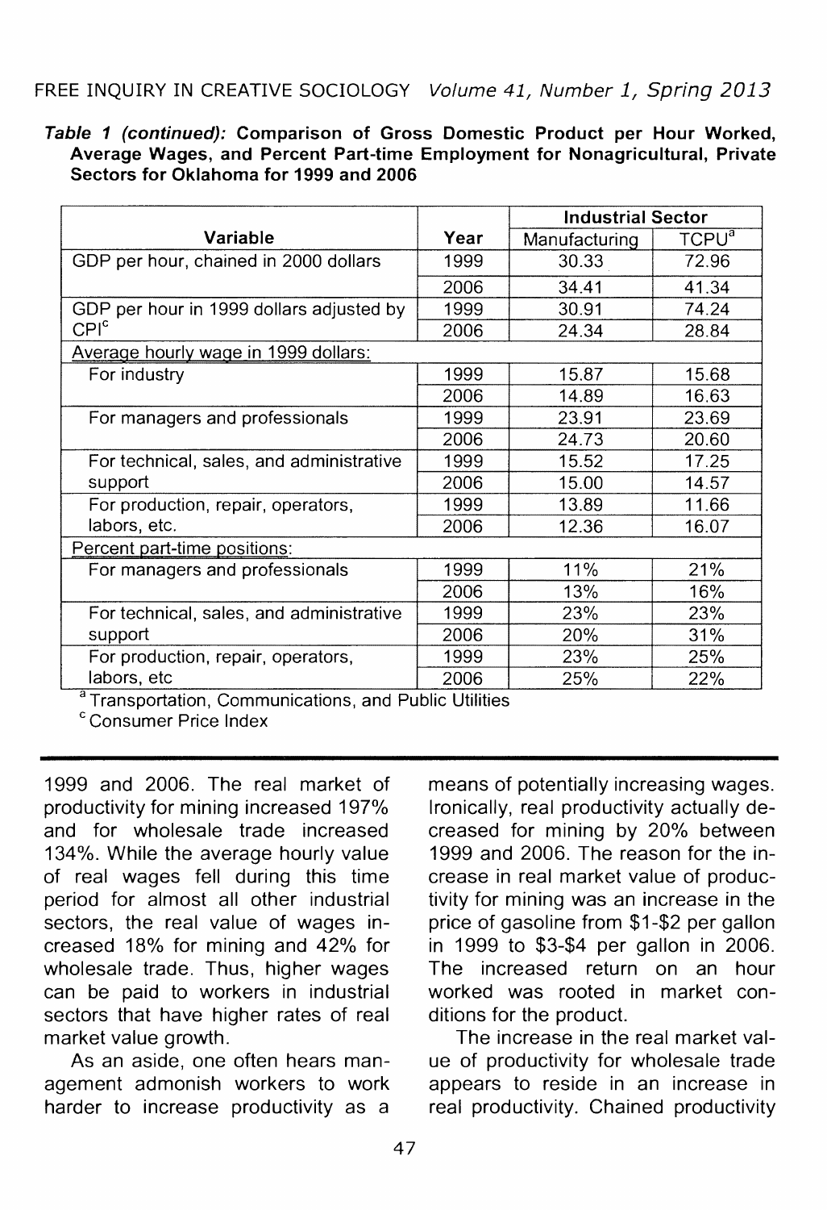***Table 1 (continued):*** **Comparison of Gross Domestic Product per Hour Worked, Average Wages, and Percent Part-time Employment for Nonagricultural, Private Sectors for Oklahoma for 1999 and 2006**

| Variable | Year | Industrial Sector | |
|---|---|---|---|
| | | Manufacturing | TCPU[a] |
| GDP per hour, chained in 2000 dollars | 1999 | 30.33 | 72.96 |
| | 2006 | 34.41 | 41.34 |
| GDP per hour in 1999 dollars adjusted by CPI[c] | 1999 | 30.91 | 74.24 |
| | 2006 | 24.34 | 28.84 |
| Average hourly wage in 1999 dollars: | | | |
| For industry | 1999 | 15.87 | 15.68 |
| | 2006 | 14.89 | 16.63 |
| For managers and professionals | 1999 | 23.91 | 23.69 |
| | 2006 | 24.73 | 20.60 |
| For technical, sales, and administrative support | 1999 | 15.52 | 17.25 |
| | 2006 | 15.00 | 14.57 |
| For production, repair, operators, labors, etc. | 1999 | 13.89 | 11.66 |
| | 2006 | 12.36 | 16.07 |
| Percent part-time positions: | | | |
| For managers and professionals | 1999 | 11% | 21% |
| | 2006 | 13% | 16% |
| For technical, sales, and administrative support | 1999 | 23% | 23% |
| | 2006 | 20% | 31% |
| For production, repair, operators, labors, etc | 1999 | 23% | 25% |
| | 2006 | 25% | 22% |

[a] Transportation, Communications, and Public Utilities
[c] Consumer Price Index

1999 and 2006. The real market of productivity for mining increased 197% and for wholesale trade increased 134%. While the average hourly value of real wages fell during this time period for almost all other industrial sectors, the real value of wages increased 18% for mining and 42% for wholesale trade. Thus, higher wages can be paid to workers in industrial sectors that have higher rates of real market value growth.

As an aside, one often hears management admonish workers to work harder to increase productivity as a means of potentially increasing wages. Ironically, real productivity actually decreased for mining by 20% between 1999 and 2006. The reason for the increase in real market value of productivity for mining was an increase in the price of gasoline from $1-$2 per gallon in 1999 to $3-$4 per gallon in 2006. The increased return on an hour worked was rooted in market conditions for the product.

The increase in the real market value of productivity for wholesale trade appears to reside in an increase in real productivity. Chained productivity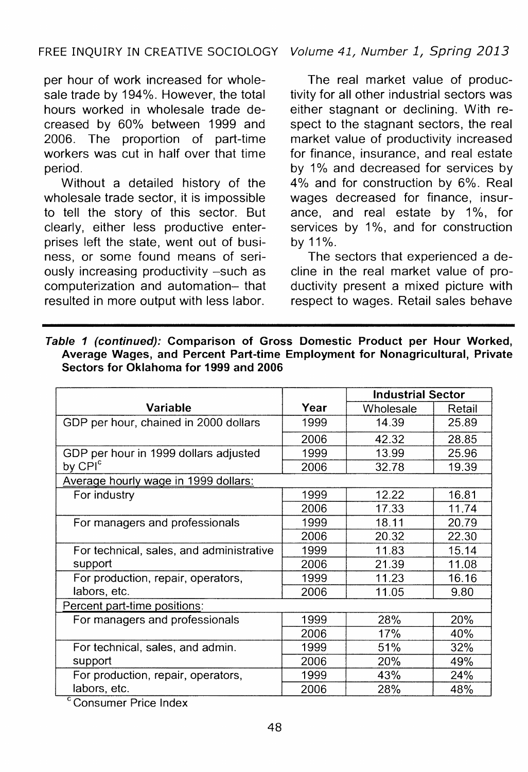per hour of work increased for wholesale trade by 194%. However, the total hours worked in wholesale trade decreased by 60% between 1999 and 2006. The proportion of part-time workers was cut in half over that time period.

Without a detailed history of the wholesale trade sector, it is impossible to tell the story of this sector. But clearly, either less productive enterprises left the state, went out of business, or some found means of seriously increasing productivity –such as computerization and automation– that resulted in more output with less labor.

The real market value of productivity for all other industrial sectors was either stagnant or declining. With respect to the stagnant sectors, the real market value of productivity increased for finance, insurance, and real estate by 1% and decreased for services by 4% and for construction by 6%. Real wages decreased for finance, insurance, and real estate by 1%, for services by 1%, and for construction by 11%.

The sectors that experienced a decline in the real market value of productivity present a mixed picture with respect to wages. Retail sales behave

***Table 1 (continued):*** **Comparison of Gross Domestic Product per Hour Worked, Average Wages, and Percent Part-time Employment for Nonagricultural, Private Sectors for Oklahoma for 1999 and 2006**

| Variable | Year | Industrial Sector | |
|---|---|---|---|
| | | Wholesale | Retail |
| GDP per hour, chained in 2000 dollars | 1999 | 14.39 | 25.89 |
| | 2006 | 42.32 | 28.85 |
| GDP per hour in 1999 dollars adjusted by CPI[c] | 1999 | 13.99 | 25.96 |
| | 2006 | 32.78 | 19.39 |
| Average hourly wage in 1999 dollars: | | | |
| For industry | 1999 | 12.22 | 16.81 |
| | 2006 | 17.33 | 11.74 |
| For managers and professionals | 1999 | 18.11 | 20.79 |
| | 2006 | 20.32 | 22.30 |
| For technical, sales, and administrative support | 1999 | 11.83 | 15.14 |
| | 2006 | 21.39 | 11.08 |
| For production, repair, operators, labors, etc. | 1999 | 11.23 | 16.16 |
| | 2006 | 11.05 | 9.80 |
| Percent part-time positions: | | | |
| For managers and professionals | 1999 | 28% | 20% |
| | 2006 | 17% | 40% |
| For technical, sales, and admin. support | 1999 | 51% | 32% |
| | 2006 | 20% | 49% |
| For production, repair, operators, labors, etc. | 1999 | 43% | 24% |
| | 2006 | 28% | 48% |

[c] Consumer Price Index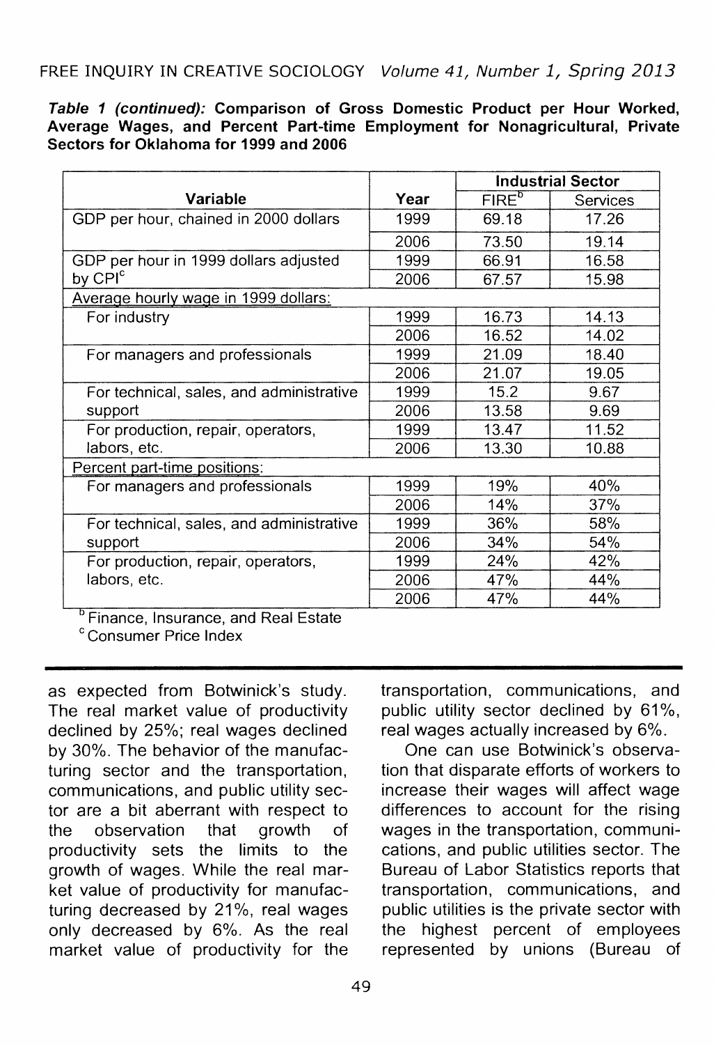***Table 1 (continued):*** **Comparison of Gross Domestic Product per Hour Worked, Average Wages, and Percent Part-time Employment for Nonagricultural, Private Sectors for Oklahoma for 1999 and 2006**

| Variable | Year | Industrial Sector | |
|---|---|---|---|
| | | FIRE[b] | Services |
| GDP per hour, chained in 2000 dollars | 1999 | 69.18 | 17.26 |
| | 2006 | 73.50 | 19.14 |
| GDP per hour in 1999 dollars adjusted by CPI[c] | 1999 | 66.91 | 16.58 |
| | 2006 | 67.57 | 15.98 |
| Average hourly wage in 1999 dollars: | | | |
| For industry | 1999 | 16.73 | 14.13 |
| | 2006 | 16.52 | 14.02 |
| For managers and professionals | 1999 | 21.09 | 18.40 |
| | 2006 | 21.07 | 19.05 |
| For technical, sales, and administrative support | 1999 | 15.2 | 9.67 |
| | 2006 | 13.58 | 9.69 |
| For production, repair, operators, labors, etc. | 1999 | 13.47 | 11.52 |
| | 2006 | 13.30 | 10.88 |
| Percent part-time positions: | | | |
| For managers and professionals | 1999 | 19% | 40% |
| | 2006 | 14% | 37% |
| For technical, sales, and administrative support | 1999 | 36% | 58% |
| | 2006 | 34% | 54% |
| For production, repair, operators, labors, etc. | 1999 | 24% | 42% |
| | 2006 | 47% | 44% |
| | 2006 | 47% | 44% |

[b] Finance, Insurance, and Real Estate
[c] Consumer Price Index

as expected from Botwinick's study. The real market value of productivity declined by 25%; real wages declined by 30%. The behavior of the manufacturing sector and the transportation, communications, and public utility sector are a bit aberrant with respect to the observation that growth of productivity sets the limits to the growth of wages. While the real market value of productivity for manufacturing decreased by 21%, real wages only decreased by 6%. As the real market value of productivity for the transportation, communications, and public utility sector declined by 61%, real wages actually increased by 6%.

One can use Botwinick's observation that disparate efforts of workers to increase their wages will affect wage differences to account for the rising wages in the transportation, communications, and public utilities sector. The Bureau of Labor Statistics reports that transportation, communications, and public utilities is the private sector with the highest percent of employees represented by unions (Bureau of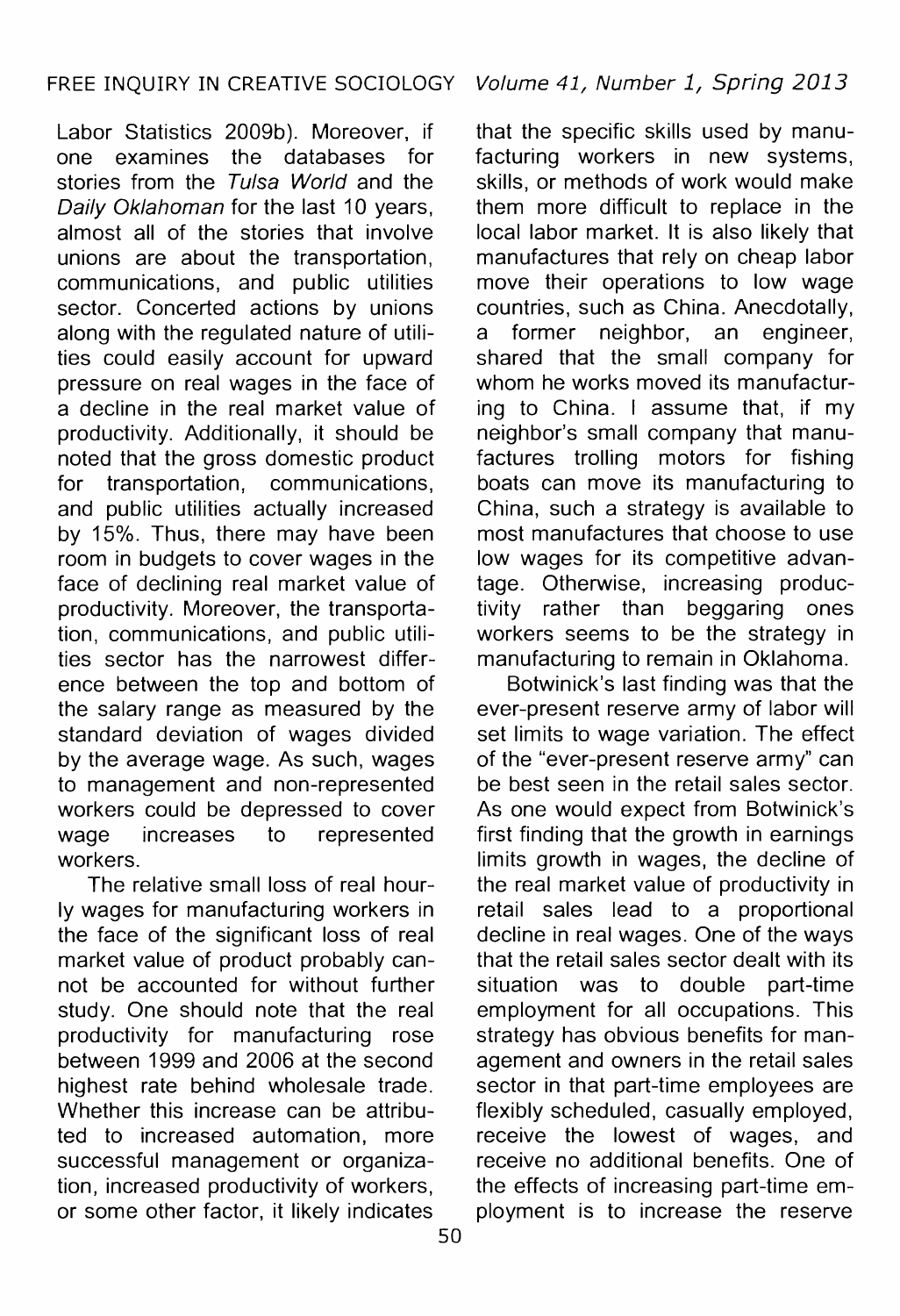Labor Statistics 2009b). Moreover, if one examines the databases for stories from the *Tulsa World* and the *Daily Oklahoman* for the last 10 years, almost all of the stories that involve unions are about the transportation, communications, and public utilities sector. Concerted actions by unions along with the regulated nature of utilities could easily account for upward pressure on real wages in the face of a decline in the real market value of productivity. Additionally, it should be noted that the gross domestic product for transportation, communications, and public utilities actually increased by 15%. Thus, there may have been room in budgets to cover wages in the face of declining real market value of productivity. Moreover, the transportation, communications, and public utilities sector has the narrowest difference between the top and bottom of the salary range as measured by the standard deviation of wages divided by the average wage. As such, wages to management and non-represented workers could be depressed to cover wage increases to represented workers.

The relative small loss of real hourly wages for manufacturing workers in the face of the significant loss of real market value of product probably cannot be accounted for without further study. One should note that the real productivity for manufacturing rose between 1999 and 2006 at the second highest rate behind wholesale trade. Whether this increase can be attributed to increased automation, more successful management or organization, increased productivity of workers, or some other factor, it likely indicates that the specific skills used by manufacturing workers in new systems, skills, or methods of work would make them more difficult to replace in the local labor market. It is also likely that manufactures that rely on cheap labor move their operations to low wage countries, such as China. Anecdotally, a former neighbor, an engineer, shared that the small company for whom he works moved its manufacturing to China. I assume that, if my neighbor's small company that manufactures trolling motors for fishing boats can move its manufacturing to China, such a strategy is available to most manufactures that choose to use low wages for its competitive advantage. Otherwise, increasing productivity rather than beggaring ones workers seems to be the strategy in manufacturing to remain in Oklahoma.

Botwinick's last finding was that the ever-present reserve army of labor will set limits to wage variation. The effect of the "ever-present reserve army" can be best seen in the retail sales sector. As one would expect from Botwinick's first finding that the growth in earnings limits growth in wages, the decline of the real market value of productivity in retail sales lead to a proportional decline in real wages. One of the ways that the retail sales sector dealt with its situation was to double part-time employment for all occupations. This strategy has obvious benefits for management and owners in the retail sales sector in that part-time employees are flexibly scheduled, casually employed, receive the lowest of wages, and receive no additional benefits. One of the effects of increasing part-time employment is to increase the reserve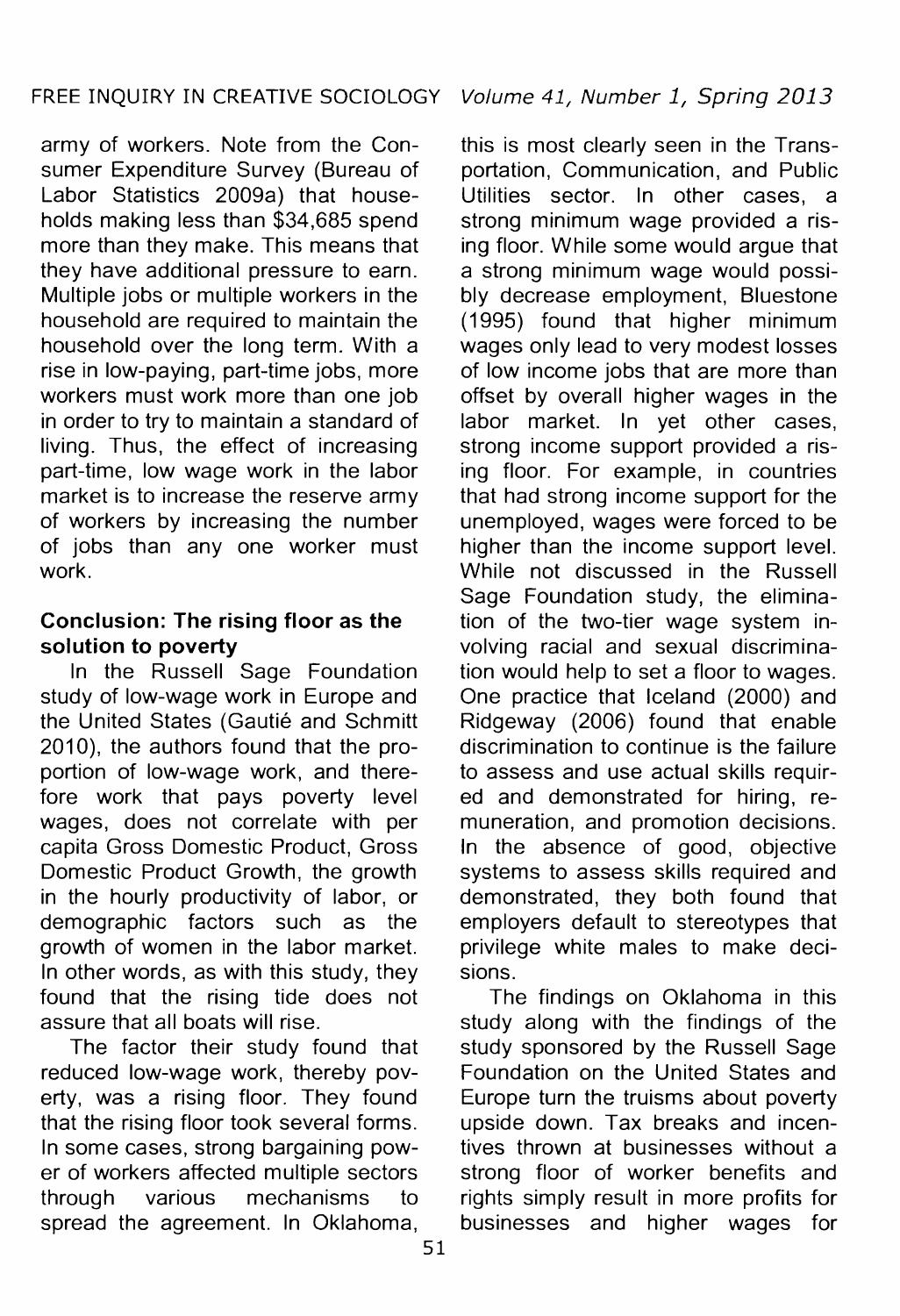army of workers. Note from the Consumer Expenditure Survey (Bureau of Labor Statistics 2009a) that households making less than $34,685 spend more than they make. This means that they have additional pressure to earn. Multiple jobs or multiple workers in the household are required to maintain the household over the long term. With a rise in low-paying, part-time jobs, more workers must work more than one job in order to try to maintain a standard of living. Thus, the effect of increasing part-time, low wage work in the labor market is to increase the reserve army of workers by increasing the number of jobs than any one worker must work.

### Conclusion: The rising floor as the solution to poverty

In the Russell Sage Foundation study of low-wage work in Europe and the United States (Gautié and Schmitt 2010), the authors found that the proportion of low-wage work, and therefore work that pays poverty level wages, does not correlate with per capita Gross Domestic Product, Gross Domestic Product Growth, the growth in the hourly productivity of labor, or demographic factors such as the growth of women in the labor market. In other words, as with this study, they found that the rising tide does not assure that all boats will rise.

The factor their study found that reduced low-wage work, thereby poverty, was a rising floor. They found that the rising floor took several forms. In some cases, strong bargaining power of workers affected multiple sectors through various mechanisms to spread the agreement. In Oklahoma, this is most clearly seen in the Transportation, Communication, and Public Utilities sector. In other cases, a strong minimum wage provided a rising floor. While some would argue that a strong minimum wage would possibly decrease employment, Bluestone (1995) found that higher minimum wages only lead to very modest losses of low income jobs that are more than offset by overall higher wages in the labor market. In yet other cases, strong income support provided a rising floor. For example, in countries that had strong income support for the unemployed, wages were forced to be higher than the income support level. While not discussed in the Russell Sage Foundation study, the elimination of the two-tier wage system involving racial and sexual discrimination would help to set a floor to wages. One practice that Iceland (2000) and Ridgeway (2006) found that enable discrimination to continue is the failure to assess and use actual skills required and demonstrated for hiring, remuneration, and promotion decisions. In the absence of good, objective systems to assess skills required and demonstrated, they both found that employers default to stereotypes that privilege white males to make decisions.

The findings on Oklahoma in this study along with the findings of the study sponsored by the Russell Sage Foundation on the United States and Europe turn the truisms about poverty upside down. Tax breaks and incentives thrown at businesses without a strong floor of worker benefits and rights simply result in more profits for businesses and higher wages for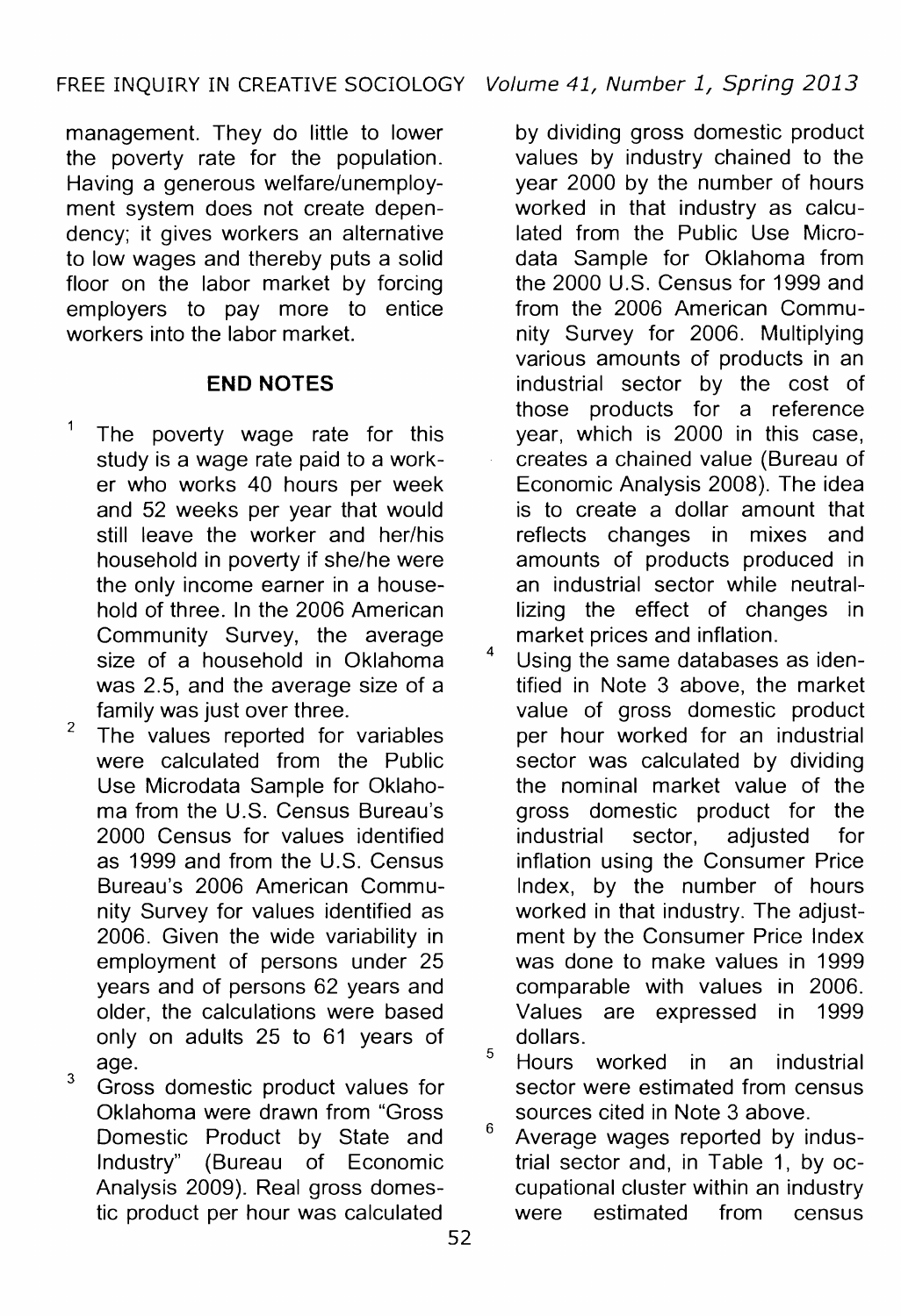management. They do little to lower the poverty rate for the population. Having a generous welfare/unemployment system does not create dependency; it gives workers an alternative to low wages and thereby puts a solid floor on the labor market by forcing employers to pay more to entice workers into the labor market.

## END NOTES

1. The poverty wage rate for this study is a wage rate paid to a worker who works 40 hours per week and 52 weeks per year that would still leave the worker and her/his household in poverty if she/he were the only income earner in a household of three. In the 2006 American Community Survey, the average size of a household in Oklahoma was 2.5, and the average size of a family was just over three.

2. The values reported for variables were calculated from the Public Use Microdata Sample for Oklahoma from the U.S. Census Bureau's 2000 Census for values identified as 1999 and from the U.S. Census Bureau's 2006 American Community Survey for values identified as 2006. Given the wide variability in employment of persons under 25 years and of persons 62 years and older, the calculations were based only on adults 25 to 61 years of age.

3. Gross domestic product values for Oklahoma were drawn from "Gross Domestic Product by State and Industry" (Bureau of Economic Analysis 2009). Real gross domestic product per hour was calculated by dividing gross domestic product values by industry chained to the year 2000 by the number of hours worked in that industry as calculated from the Public Use Microdata Sample for Oklahoma from the 2000 U.S. Census for 1999 and from the 2006 American Community Survey for 2006. Multiplying various amounts of products in an industrial sector by the cost of those products for a reference year, which is 2000 in this case, creates a chained value (Bureau of Economic Analysis 2008). The idea is to create a dollar amount that reflects changes in mixes and amounts of products produced in an industrial sector while neutrallizing the effect of changes in market prices and inflation.

4. Using the same databases as identified in Note 3 above, the market value of gross domestic product per hour worked for an industrial sector was calculated by dividing the nominal market value of the gross domestic product for the industrial sector, adjusted for inflation using the Consumer Price Index, by the number of hours worked in that industry. The adjustment by the Consumer Price Index was done to make values in 1999 comparable with values in 2006. Values are expressed in 1999 dollars.

5. Hours worked in an industrial sector were estimated from census sources cited in Note 3 above.

6. Average wages reported by industrial sector and, in Table 1, by occupational cluster within an industry were estimated from census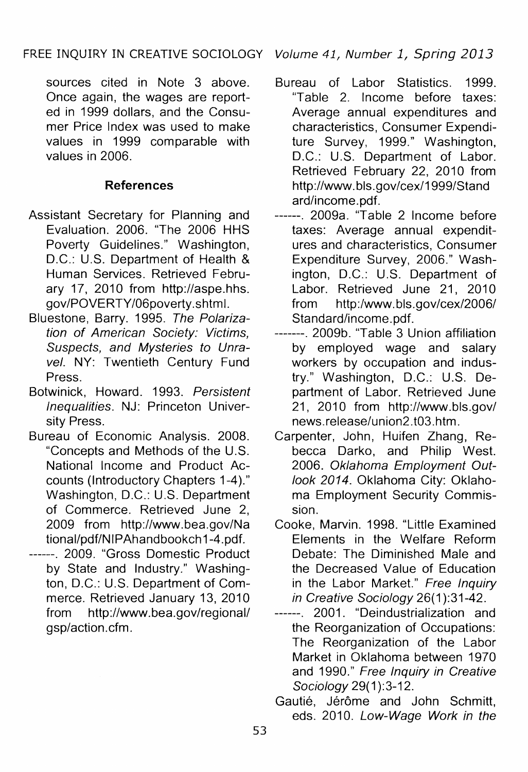sources cited in Note 3 above. Once again, the wages are reported in 1999 dollars, and the Consumer Price Index was used to make values in 1999 comparable with values in 2006.

## References

Assistant Secretary for Planning and Evaluation. 2006. "The 2006 HHS Poverty Guidelines." Washington, D.C.: U.S. Department of Health & Human Services. Retrieved February 17, 2010 from http://aspe.hhs.gov/POVERTY/06poverty.shtml.

Bluestone, Barry. 1995. *The Polarization of American Society: Victims, Suspects, and Mysteries to Unravel*. NY: Twentieth Century Fund Press.

Botwinick, Howard. 1993. *Persistent Inequalities*. NJ: Princeton University Press.

Bureau of Economic Analysis. 2008. "Concepts and Methods of the U.S. National Income and Product Accounts (Introductory Chapters 1-4)." Washington, D.C.: U.S. Department of Commerce. Retrieved June 2, 2009 from http://www.bea.gov/National/pdf/NIPAhandbookch1-4.pdf.

------. 2009. "Gross Domestic Product by State and Industry." Washington, D.C.: U.S. Department of Commerce. Retrieved January 13, 2010 from http://www.bea.gov/regional/gsp/action.cfm.

Bureau of Labor Statistics. 1999. "Table 2. Income before taxes: Average annual expenditures and characteristics, Consumer Expenditure Survey, 1999." Washington, D.C.: U.S. Department of Labor. Retrieved February 22, 2010 from http://www.bls.gov/cex/1999/Standard/income.pdf.

------. 2009a. "Table 2 Income before taxes: Average annual expenditures and characteristics, Consumer Expenditure Survey, 2006." Washington, D.C.: U.S. Department of Labor. Retrieved June 21, 2010 from http:/www.bls.gov/cex/2006/Standard/income.pdf.

-------. 2009b. "Table 3 Union affiliation by employed wage and salary workers by occupation and industry." Washington, D.C.: U.S. Department of Labor. Retrieved June 21, 2010 from http://www.bls.gov/news.release/union2.t03.htm.

Carpenter, John, Huifen Zhang, Rebecca Darko, and Philip West. 2006. *Oklahoma Employment Outlook 2014*. Oklahoma City: Oklahoma Employment Security Commission.

Cooke, Marvin. 1998. "Little Examined Elements in the Welfare Reform Debate: The Diminished Male and the Decreased Value of Education in the Labor Market." *Free Inquiry in Creative Sociology* 26(1):31-42.

------. 2001. "Deindustrialization and the Reorganization of Occupations: The Reorganization of the Labor Market in Oklahoma between 1970 and 1990." *Free Inquiry in Creative Sociology* 29(1):3-12.

Gautié, Jérôme and John Schmitt, eds. 2010. *Low-Wage Work in the*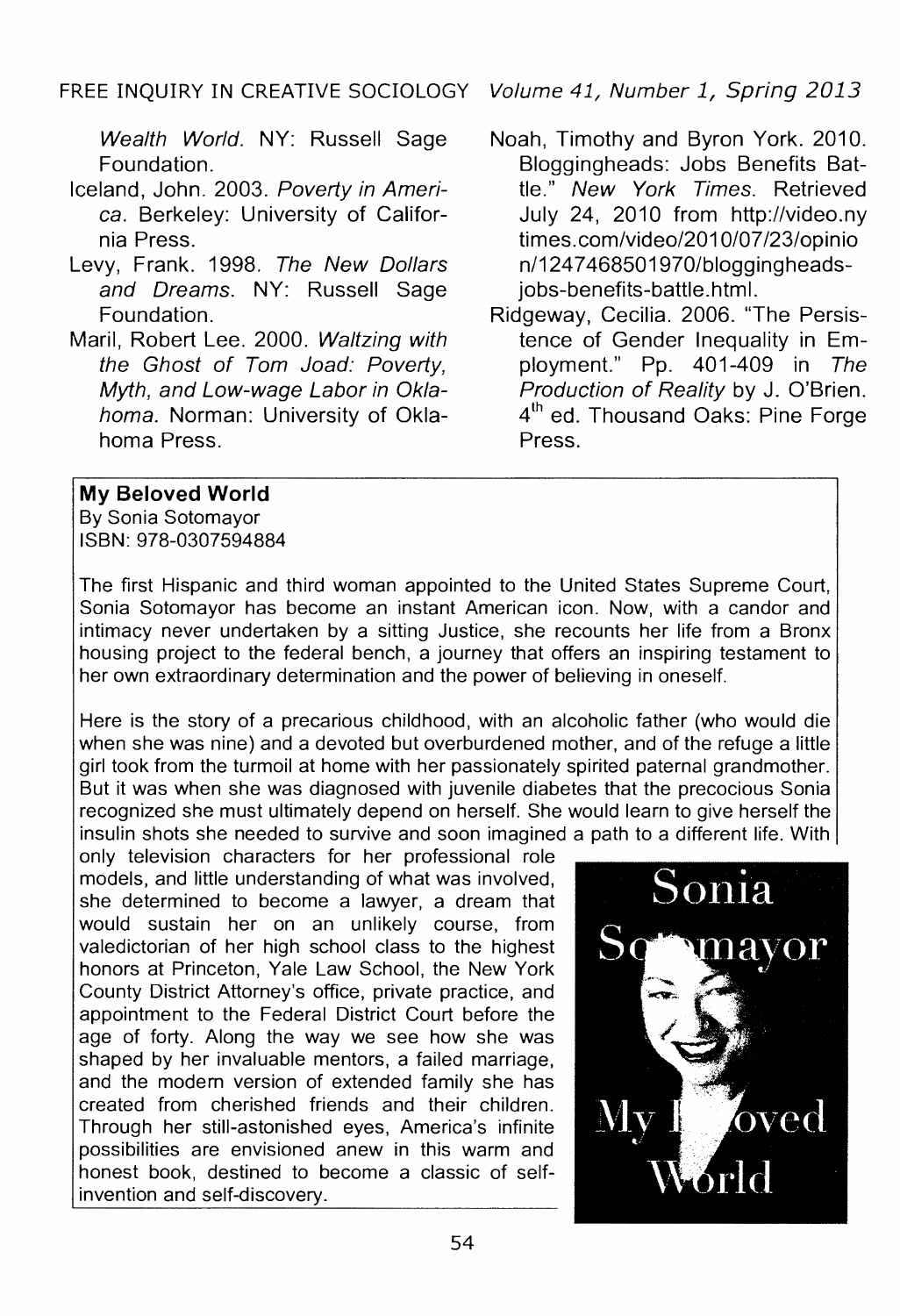*Wealth World*. NY: Russell Sage Foundation.

Iceland, John. 2003. *Poverty in America*. Berkeley: University of California Press.

Levy, Frank. 1998. *The New Dollars and Dreams*. NY: Russell Sage Foundation.

Maril, Robert Lee. 2000. *Waltzing with the Ghost of Tom Joad: Poverty, Myth, and Low-wage Labor in Oklahoma*. Norman: University of Oklahoma Press.

Noah, Timothy and Byron York. 2010. Bloggingheads: Jobs Benefits Battle." *New York Times*. Retrieved July 24, 2010 from http://video.nytimes.com/video/2010/07/23/opinion/1247468501970/bloggingheads-jobs-benefits-battle.html.

Ridgeway, Cecilia. 2006. "The Persistence of Gender Inequality in Employment." Pp. 401-409 in *The Production of Reality* by J. O'Brien. 4th ed. Thousand Oaks: Pine Forge Press.

**My Beloved World**

By Sonia Sotomayor

ISBN: 978-0307594884

The first Hispanic and third woman appointed to the United States Supreme Court, Sonia Sotomayor has become an instant American icon. Now, with a candor and intimacy never undertaken by a sitting Justice, she recounts her life from a Bronx housing project to the federal bench, a journey that offers an inspiring testament to her own extraordinary determination and the power of believing in oneself.

Here is the story of a precarious childhood, with an alcoholic father (who would die when she was nine) and a devoted but overburdened mother, and of the refuge a little girl took from the turmoil at home with her passionately spirited paternal grandmother. But it was when she was diagnosed with juvenile diabetes that the precocious Sonia recognized she must ultimately depend on herself. She would learn to give herself the insulin shots she needed to survive and soon imagined a path to a different life. With only television characters for her professional role models, and little understanding of what was involved, she determined to become a lawyer, a dream that would sustain her on an unlikely course, from valedictorian of her high school class to the highest honors at Princeton, Yale Law School, the New York County District Attorney's office, private practice, and appointment to the Federal District Court before the age of forty. Along the way we see how she was shaped by her invaluable mentors, a failed marriage, and the modern version of extended family she has created from cherished friends and their children. Through her still-astonished eyes, America's infinite possibilities are envisioned anew in this warm and honest book, destined to become a classic of self-invention and self-discovery.